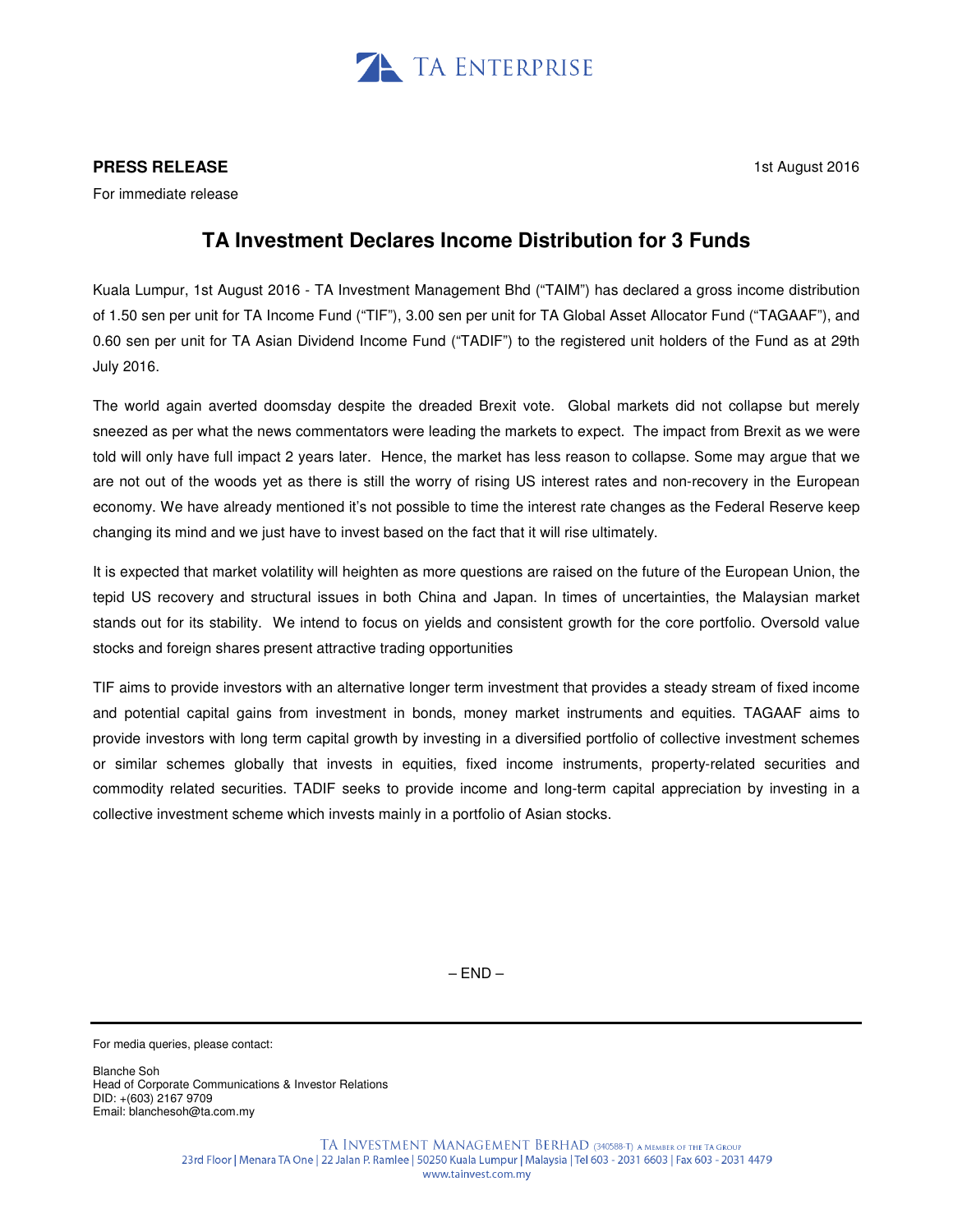TA ENTERPRISE

**PRESS RELEASE** 1st August 2016

For immediate release

# TA Investment Declares Income Distribution for 3 Funds

Kuala Lumpur, 1st August 2016 - TA Investment Management Bhd ("TAIM") has declared a gross income distribution of 1.50 sen per unit for TA Income Fund ("TIF"), 3.00 sen per unit for TA Global Asset Allocator Fund ("TAGAAF"), and 0.60 sen per unit for TA Asian Dividend Income Fund ("TADIF") to the registered unit holders of the Fund as at 29th July 2016.

The world again averted doomsday despite the dreaded Brexit vote. Global markets did not collapse but merely sneezed as per what the news commentators were leading the markets to expect. The impact from Brexit as we were told will only have full impact 2 years later. Hence, the market has less reason to collapse. Some may argue that we are not out of the woods yet as there is still the worry of rising US interest rates and non-recovery in the European economy. We have already mentioned it's not possible to time the interest rate changes as the Federal Reserve keep changing its mind and we just have to invest based on the fact that it will rise ultimately.

It is expected that market volatility will heighten as more questions are raised on the future of the European Union, the tepid US recovery and structural issues in both China and Japan. In times of uncertainties, the Malaysian market stands out for its stability. We intend to focus on yields and consistent growth for the core portfolio. Oversold value stocks and foreign shares present attractive trading opportunities

TIF aims to provide investors with an alternative longer term investment that provides a steady stream of fixed income and potential capital gains from investment in bonds, money market instruments and equities. TAGAAF aims to provide investors with long term capital growth by investing in a diversified portfolio of collective investment schemes or similar schemes globally that invests in equities, fixed income instruments, property-related securities and commodity related securities. TADIF seeks to provide income and long-term capital appreciation by investing in a collective investment scheme which invests mainly in a portfolio of Asian stocks.

– END –

For media queries, please contact:

Blanche Soh
Head of Corporate Communications & Investor Relations
DID: +(603) 2167 9709
Email: blanchesoh@ta.com.my

TA INVESTMENT MANAGEMENT BERHAD (340588-T) A MEMBER OF THE TA GROUP
23rd Floor | Menara TA One | 22 Jalan P. Ramlee | 50250 Kuala Lumpur | Malaysia | Tel 603 - 2031 6603 | Fax 603 - 2031 4479
www.tainvest.com.my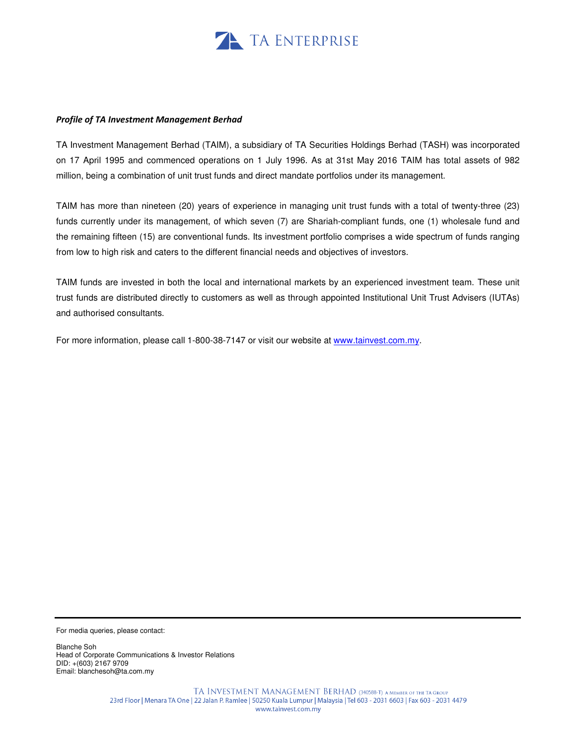***Profile of TA Investment Management Berhad***

TA Investment Management Berhad (TAIM), a subsidiary of TA Securities Holdings Berhad (TASH) was incorporated on 17 April 1995 and commenced operations on 1 July 1996. As at 31st May 2016 TAIM has total assets of 982 million, being a combination of unit trust funds and direct mandate portfolios under its management.

TAIM has more than nineteen (20) years of experience in managing unit trust funds with a total of twenty-three (23) funds currently under its management, of which seven (7) are Shariah-compliant funds, one (1) wholesale fund and the remaining fifteen (15) are conventional funds. Its investment portfolio comprises a wide spectrum of funds ranging from low to high risk and caters to the different financial needs and objectives of investors.

TAIM funds are invested in both the local and international markets by an experienced investment team. These unit trust funds are distributed directly to customers as well as through appointed Institutional Unit Trust Advisers (IUTAs) and authorised consultants.

For more information, please call 1-800-38-7147 or visit our website at www.tainvest.com.my.

---

For media queries, please contact:

Blanche Soh
Head of Corporate Communications & Investor Relations
DID: +(603) 2167 9709
Email: blanchesoh@ta.com.my